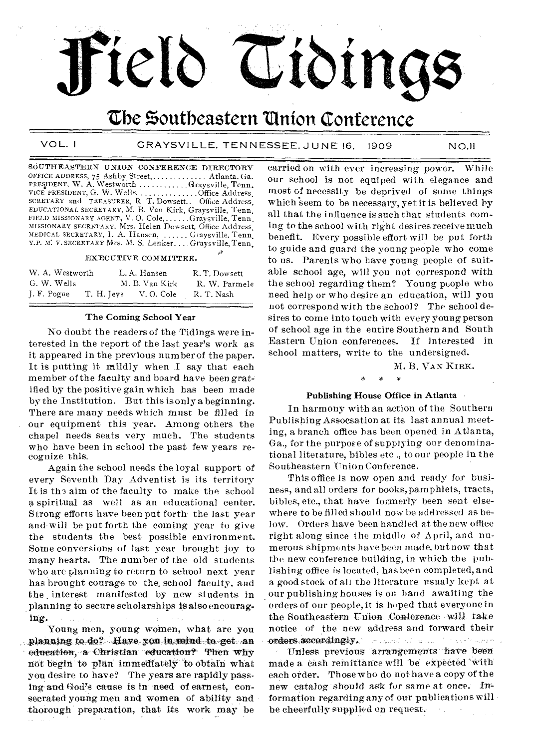# Field Tidings

## The Southeastern Union Conference

VOL. I GRAYSVILLE, TENNESSEE, JUNE 16, 1909 NO. 11

SOUTHEASTERN UNION CONFERENCE DIRECTORY
OFFICE ADDRESS, 75 Ashby Street, ............. Atlanta, Ga.
PRESIDENT, W. A. Westworth ............ Graysville, Tenn.
VICE PRESIDENT, G. W. Wells. .............. Office Address.
SCRETARY and TREASURER, R. T. Dowsett.. Office Address.
EDUCATIONAL SECRETARY, M. B. Van Kirk, Graysville, Tenn.
FIELD MISSIONARY AGENT, V. O. Cole, ...... Graysville, Tenn.
MISSIONARY SECRETARY, Mrs. Helen Dowsett, Office Address.
MEDICAL SECRETARY, L. A. Hansen, ...... Graysville, Tenn.
Y.P. M. V. SECRETARY Mrs. M. S. Lenker.... Graysville, Tenn.

EXECUTIVE COMMITTEE.

| | | |
|---|---|---|
| W. A. Westworth | L. A. Hansen | R. T. Dowsett |
| G. W. Wells | M. B. Van Kirk | R. W. Parmele |
| J. F. Pogue T. H. Jeys | V. O. Cole | R. T. Nash |

### The Coming School Year

No doubt the readers of the Tidings were interested in the report of the last year's work as it appeared in the previous number of the paper. It is putting it mildly when I say that each member of the faculty and board have been gratified by the positive gain which has been made by the Institution. But this is only a beginning. There are many needs which must be filled in our equipment this year. Among others the chapel needs seats very much. The students who have been in school the past few years recognize this.

Again the school needs the loyal support of every Seventh Day Adventist is its territory It is the aim of the faculty to make the school a spiritual as well as an educational center. Strong efforts have been put forth the last year and will be put forth the coming year to give the students the best possible environment. Some conversions of last year brought joy to many hearts. The number of the old students who are planning to return to school next year has brought courage to the school faculty, and the interest manifested by new students in planning to secure scholarships is also encouraging.

Young men, young women, what are you planning to do? Have you in mind to get an education, a Christian education? Then why not begin to plan immediately to obtain what you desire to have? The years are rapidly passing and God's cause is in need of earnest, consecrated young men and women of ability and thorough preparation, that its work may be carried on with ever increasing power. While our school is not equiped with elegance and most of necessity be deprived of some things which seem to be necessary, yet it is believed by all that the influence is such that students coming to the school with right desires receive much benefit. Every possible effort will be put forth to guide and guard the young people who come to us. Parents who have young people of suitable school age, will you not correspond with the school regarding them? Young people who need help or who desire an education, will you not correspond with the school? The school desires to come into touch with every young person of school age in the entire Southern and South Eastern Union conferences. If interested in school matters, write to the undersigned.

M. B. VAN KIRK.

\* \* \*

### Publishing House Office in Atlanta

In harmony with an action of the Southern Publishing Assocsation at its last annual meeting, a branch office has been opened in Atlanta, Ga., for the purpose of supplying our denominational literature, bibles etc., to our people in the Southeastern Union Conference.

This office is now open and ready for business, and all orders for books, pamphlets, tracts, bibles, etc., that have formerly been sent elsewhere to be filled should now be addressed as below. Orders have been handled at the new office right along since the middle of April, and numerous shipments have been made, but now that the new conference building, in which the publishing office is located, has been completed, and a good stock of all the literature usualy kept at our publishing houses is on hand awaiting the orders of our people, it is hoped that everyone in the Southeastern Union Conference will take notice of the new address and forward their orders accordingly.

Unless previous arrangements have been made a cash remittance will be expected with each order. Those who do not have a copy of the new catalog should ask for same at once. Information regarding any of our publications will be cheerfully supplied on request.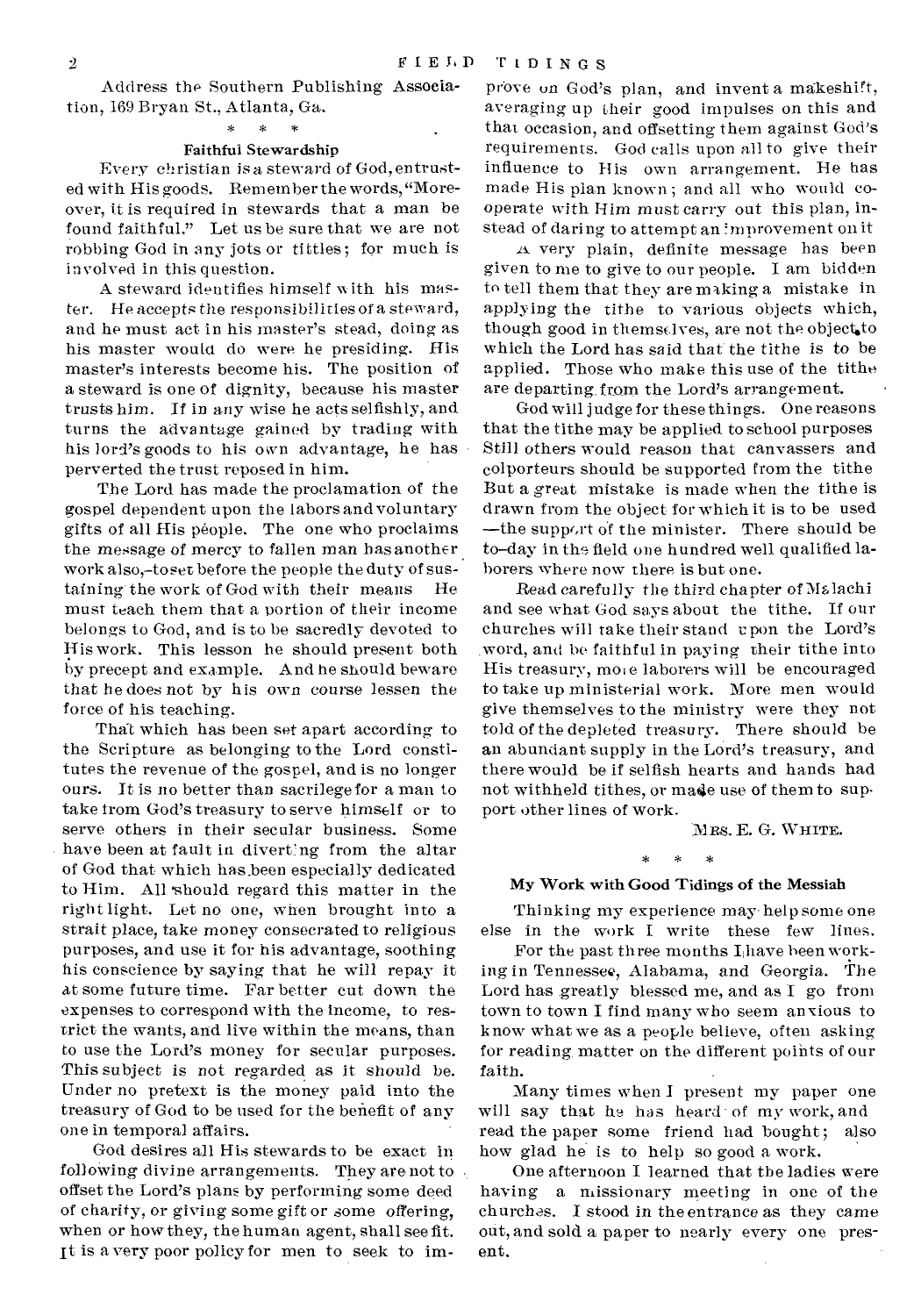Address the Southern Publishing Association, 169 Bryan St., Atlanta, Ga.

\* \* \*

### Faithful Stewardship

Every christian is a steward of God, entrusted with His goods. Remember the words, "Moreover, it is required in stewards that a man be found faithful." Let us be sure that we are not robbing God in any jots or tittles; for much is involved in this question.

A steward identifies himself with his master. He accepts the responsibilities of a steward, and he must act in his master's stead, doing as his master would do were he presiding. His master's interests become his. The position of a steward is one of dignity, because his master trusts him. If in any wise he acts selfishly, and turns the advantage gained by trading with his lord's goods to his own advantage, he has perverted the trust reposed in him.

The Lord has made the proclamation of the gospel dependent upon the labors and voluntary gifts of all His people. The one who proclaims the message of mercy to fallen man has another work also,–to set before the people the duty of sustaining the work of God with their means He must teach them that a portion of their income belongs to God, and is to be sacredly devoted to His work. This lesson he should present both by precept and example. And he should beware that he does not by his own course lessen the force of his teaching.

That which has been set apart according to the Scripture as belonging to the Lord constitutes the revenue of the gospel, and is no longer ours. It is no better than sacrilege for a man to take from God's treasury to serve himself or to serve others in their secular business. Some have been at fault in diverting from the altar of God that which has been especially dedicated to Him. All should regard this matter in the right light. Let no one, when brought into a strait place, take money consecrated to religious purposes, and use it for his advantage, soothing his conscience by saying that he will repay it at some future time. Far better cut down the expenses to correspond with the income, to restrict the wants, and live within the means, than to use the Lord's money for secular purposes. This subject is not regarded as it should be. Under no pretext is the money paid into the treasury of God to be used for the benefit of any one in temporal affairs.

God desires all His stewards to be exact in following divine arrangements. They are not to offset the Lord's plans by performing some deed of charity, or giving some gift or some offering, when or how they, the human agent, shall see fit. It is a very poor policy for men to seek to improve on God's plan, and invent a makeshift, averaging up their good impulses on this and that occasion, and offsetting them against God's requirements. God calls upon all to give their influence to His own arrangement. He has made His plan known; and all who would cooperate with Him must carry out this plan, instead of daring to attempt an improvement on it

A very plain, definite message has been given to me to give to our people. I am bidden to tell them that they are making a mistake in applying the tithe to various objects which, though good in themselves, are not the object to which the Lord has said that the tithe is to be applied. Those who make this use of the tithe are departing from the Lord's arrangement.

God will judge for these things. One reasons that the tithe may be applied to school purposes Still others would reason that canvassers and colporteurs should be supported from the tithe But a great mistake is made when the tithe is drawn from the object for which it is to be used —the support of the minister. There should be to-day in the field one hundred well qualified laborers where now there is but one.

Read carefully the third chapter of Malachi and see what God says about the tithe. If our churches will take their stand upon the Lord's word, and be faithful in paying their tithe into His treasury, more laborers will be encouraged to take up ministerial work. More men would give themselves to the ministry were they not told of the depleted treasury. There should be an abundant supply in the Lord's treasury, and there would be if selfish hearts and hands had not withheld tithes, or made use of them to support other lines of work.

MRS. E. G. WHITE.

\* \* \*

### My Work with Good Tidings of the Messiah

Thinking my experience may help some one else in the work I write these few lines.

For the past three months I have been working in Tennessee, Alabama, and Georgia. The Lord has greatly blessed me, and as I go from town to town I find many who seem anxious to know what we as a people believe, often asking for reading matter on the different points of our faith.

Many times when I present my paper one will say that he has heard of my work, and read the paper some friend had bought; also how glad he is to help so good a work.

One afternoon I learned that the ladies were having a missionary meeting in one of the churches. I stood in the entrance as they came out, and sold a paper to nearly every one present.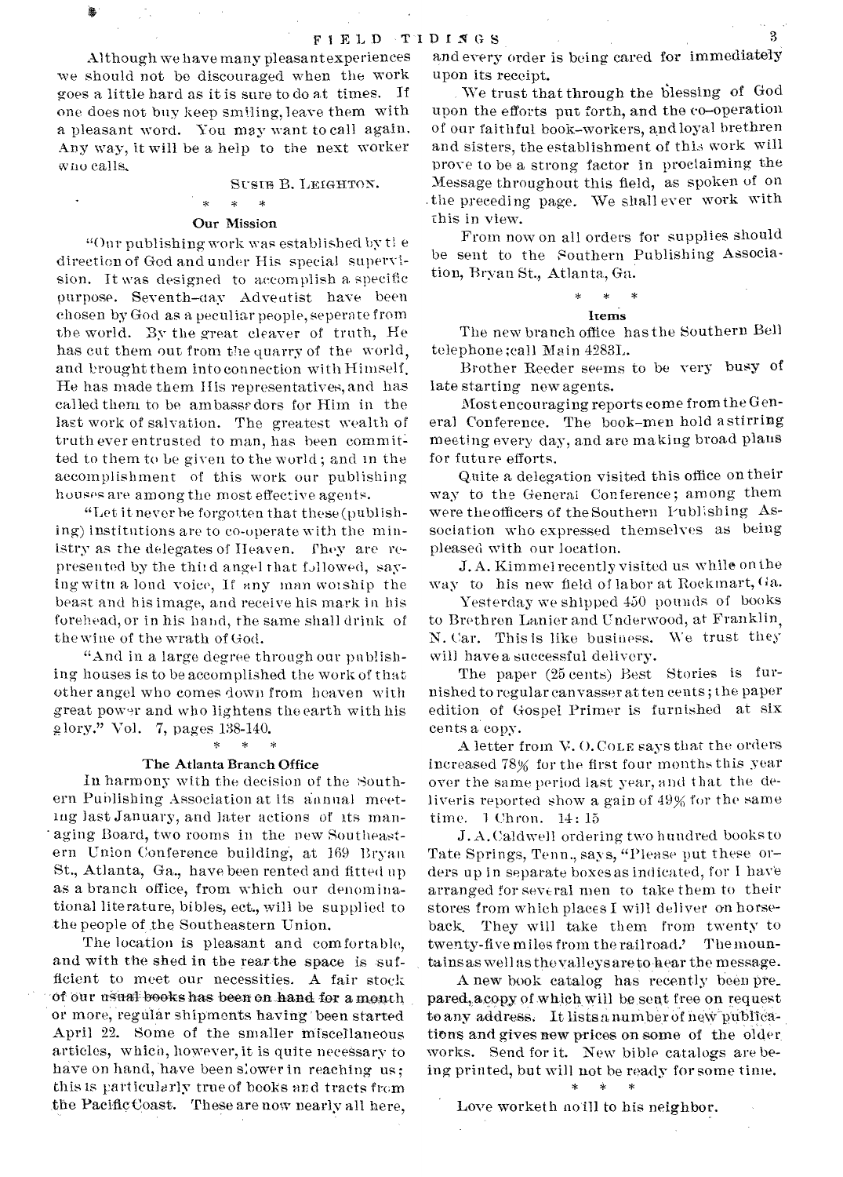Although we have many pleasant experiences we should not be discouraged when the work goes a little hard as it is sure to do at times. If one does not buy keep smiling, leave them with a pleasant word. You may want to call again. Any way, it will be a help to the next worker who calls.

SUSIE B. LEIGHTON.

\* \* \*

### Our Mission

"Our publishing work was established by the direction of God and under His special supervision. It was designed to accomplish a specific purpose. Seventh-day Adventist have been chosen by God as a peculiar people, seperate from the world. By the great cleaver of truth, He has cut them out from the quarry of the world, and brought them into connection with Himself. He has made them His representatives, and has called them to be ambassadors for Him in the last work of salvation. The greatest wealth of truth ever entrusted to man, has been committed to them to be given to the world; and in the accomplishment of this work our publishing houses are among the most effective agents.

"Let it never be forgotten that these (publishing) institutions are to co-operate with the ministry as the delegates of Heaven. They are represented by the third angel that followed, saying with a loud voice, If any man worship the beast and his image, and receive his mark in his forehead, or in his hand, the same shall drink of the wine of the wrath of God.

"And in a large degree through our publishing houses is to be accomplished the work of that other angel who comes down from heaven with great power and who lightens the earth with his glory." Vol. 7, pages 138-140.

\* \* \*

### The Atlanta Branch Office

In harmony with the decision of the Southern Publishing Association at its annual meeting last January, and later actions of its managing Board, two rooms in the new Southeastern Union Conference building, at 169 Bryan St., Atlanta, Ga., have been rented and fitted up as a branch office, from which our denominational literature, bibles, ect., will be supplied to the people of the Southeastern Union.

The location is pleasant and comfortable, and with the shed in the rear the space is sufficient to meet our necessities. A fair stock of our usual books has been on hand for a month or more, regular shipments having been started April 22. Some of the smaller miscellaneous articles, which, however, it is quite necessary to have on hand, have been slower in reaching us; this is particularly true of books and tracts from the Pacific Coast. These are now nearly all here, and every order is being cared for immediately upon its receipt.

We trust that through the blessing of God upon the efforts put forth, and the co-operation of our faithful book-workers, and loyal brethren and sisters, the establishment of this work will prove to be a strong factor in proclaiming the Message throughout this field, as spoken of on the preceding page. We shall ever work with this in view.

From now on all orders for supplies should be sent to the Southern Publishing Association, Bryan St., Atlanta, Ga.

\* \* \*

### Items

The new branch office has the Southern Bell telephone; call Main 4283L.

Brother Reeder seems to be very busy of late starting new agents.

Most encouraging reports come from the General Conference. The book-men hold a stirring meeting every day, and are making broad plans for future efforts.

Quite a delegation visited this office on their way to the General Conference; among them were the officers of the Southern Publishing Association who expressed themselves as being pleased with our location.

J. A. Kimmel recently visited us while on the way to his new field of labor at Rockmart, Ga.

Yesterday we shipped 450 pounds of books to Brethren Lanier and Underwood, at Franklin, N. Car. This is like business. We trust they will have a successful delivery.

The paper (25 cents) Best Stories is furnished to regular canvasser at ten cents; the paper edition of Gospel Primer is furnished at six cents a copy.

A letter from V. O. COLE says that the orders increased 78% for the first four months this year over the same period last year, and that the deliveris reported show a gain of 49% for the same time. 1 Chron. 14: 15

J. A. Caldwell ordering two hundred books to Tate Springs, Tenn., says, "Please put these orders up in separate boxes as indicated, for I have arranged for several men to take them to their stores from which places I will deliver on horseback. They will take them from twenty to twenty-five miles from the railroad.' The mountains as well as the valleys are to hear the message.

A new book catalog has recently been prepared, a copy of which will be sent free on request to any address. It lists a number of new publications and gives new prices on some of the older works. Send for it. New bible catalogs are being printed, but will not be ready for some time.

\* \* \*

Love worketh no ill to his neighbor.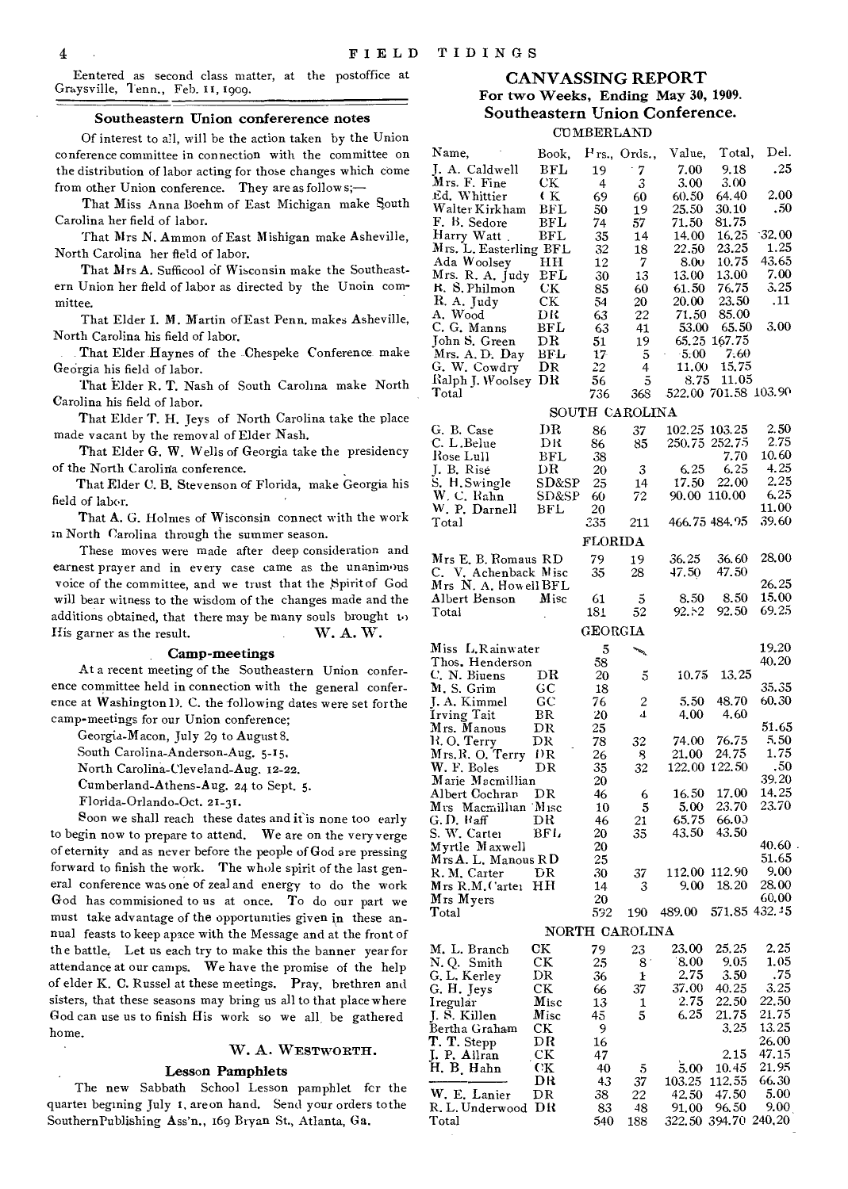Entered as second class matter, at the postoffice at Graysville, Tenn., Feb. 11, 1909.

## Southeastern Union confererence notes

Of interest to all, will be the action taken by the Union conference committee in connection with the committee on the distribution of labor acting for those changes which come from other Union conference. They are as follows;—

That Miss Anna Boehm of East Michigan make South Carolina her field of labor.

That Mrs N. Ammon of East Mishigan make Asheville, North Carolina her field of labor.

That Mrs A. Sufficool of Wisconsin make the Southeastern Union her field of labor as directed by the Unoin committee.

That Elder I. M. Martin of East Penn. makes Asheville, North Carolina his field of labor.

That Elder Haynes of the Chespeke Conference make Georgia his field of labor.

That Elder R. T. Nash of South Carolina make North Carolina his field of labor.

That Elder T. H. Jeys of North Carolina take the place made vacant by the removal of Elder Nash.

That Elder G. W. Wells of Georgia take the presidency of the North Carolina conference.

That Elder C. B. Stevenson of Florida, make Georgia his field of labor.

That A. G. Holmes of Wisconsin connect with the work in North Carolina through the summer season.

These moves were made after deep consideration and earnest prayer and in every case came as the unanimous voice of the committee, and we trust that the Spirit of God will bear witness to the wisdom of the changes made and the additions obtained, that there may be many souls brought to His garner as the result.

W. A. W.

### Camp-meetings

At a recent meeting of the Southeastern Union conference committee held in connection with the general conference at Washington D. C. the following dates were set for the camp-meetings for our Union conference;

Georgia-Macon, July 29 to August 8.

South Carolina-Anderson-Aug. 5-15.

North Carolina-Cleveland-Aug. 12-22.

Cumberland-Athens-Aug. 24 to Sept. 5.

Florida-Orlando-Oct. 21-31.

Soon we shall reach these dates and it is none too early to begin now to prepare to attend. We are on the very verge of eternity and as never before the people of God are pressing forward to finish the work. The whole spirit of the last general conference was one of zeal and energy to do the work God has commisioned to us at once. To do our part we must take advantage of the opportunities given in these annual feasts to keep apace with the Message and at the front of the battle. Let us each try to make this the banner year for attendance at our camps. We have the promise of the help of elder K. C. Russel at these meetings. Pray, brethren and sisters, that these seasons may bring us all to that place where God can use us to finish His work so we all be gathered home.

W. A. WESTWORTH.

### Lesson Pamphlets

The new Sabbath School Lesson pamphlet for the quarter begining July 1, are on hand. Send your orders to the Southern Publishing Ass'n., 169 Bryan St., Atlanta, Ga.

## CANVASSING REPORT
### For two Weeks, Ending May 30, 1909.
### Southeastern Union Conference.

| Name, | Book, | Hrs., | Ords., | Value, | Total, | Del. |
|---|---|---|---|---|---|---|
| **CUMBERLAND** | | | | | | |
| J. A. Caldwell | BFL | 19 | 7 | 7.00 | 9.18 | .25 |
| Mrs. F. Fine | CK | 4 | 3 | 3.00 | 3.00 | |
| Ed. Whittier | CK | 69 | 60 | 60.50 | 64.40 | 2.00 |
| Walter Kirkham | BFL | 50 | 19 | 25.50 | 30.10 | .50 |
| F. B. Sedore | BFL | 74 | 57 | 71.50 | 81.75 | |
| Harry Watt | BFL | 35 | 14 | 14.00 | 16.25 | 32.00 |
| Mrs. L. Easterling | BFL | 32 | 18 | 22.50 | 23.25 | 1.25 |
| Ada Woolsey | HH | 12 | 7 | 8.00 | 10.75 | 43.65 |
| Mrs. R. A. Judy | BFL | 30 | 13 | 13.00 | 13.00 | 7.00 |
| R. S. Philmon | CK | 85 | 60 | 61.50 | 76.75 | 3.25 |
| R. A. Judy | CK | 54 | 20 | 20.00 | 23.50 | .11 |
| A. Wood | DR | 63 | 22 | 71.50 | 85.00 | |
| C. G. Manns | BFL | 63 | 41 | 53.00 | 65.50 | 3.00 |
| John S. Green | DR | 51 | 19 | 65.25 | 167.75 | |
| Mrs. A. D. Day | BFL | 17 | 5 | 5.00 | 7.60 | |
| G. W. Cowdry | DR | 22 | 4 | 11.00 | 15.75 | |
| Ralph J. Woolsey | DR | 56 | 5 | 8.75 | 11.05 | |
| Total | | 736 | 368 | 522.00 | 701.58 | 103.90 |
| **SOUTH CAROLINA** | | | | | | |
| G. B. Case | DR | 86 | 37 | 102.25 | 103.25 | 2.50 |
| C. L. Belue | DR | 86 | 85 | 250.75 | 252.75 | 2.75 |
| Rose Lull | BFL | 38 | | | 7.70 | 10.60 |
| J. B. Rise | DR | 20 | 3 | 6.25 | 6.25 | 4.25 |
| S. H. Swingle | SD&SP | 25 | 14 | 17.50 | 22.00 | 2.25 |
| W. C. Rahn | SD&SP | 60 | 72 | 90.00 | 110.00 | 6.25 |
| W. P. Darnell | BFL | 20 | | | | 11.00 |
| Total | | 335 | 211 | 466.75 | 484.95 | 39.60 |
| **FLORIDA** | | | | | | |
| Mrs E. B. Romaus | RD | 79 | 19 | 36.25 | 36.60 | 28.00 |
| C. V. Achenback | Misc | 35 | 28 | 47.50 | 47.50 | |
| Mrs N. A. Howell | BFL | | | | | 26.25 |
| Albert Benson | Misc | 61 | 5 | 8.50 | 8.50 | 15.00 |
| Total | | 181 | 52 | 92.52 | 92.50 | 69.25 |
| **GEORGIA** | | | | | | |
| Miss L. Rainwater | | 5 | | | | 19.20 |
| Thos. Henderson | | 58 | | | | 40.20 |
| C. N. Biuens | DR | 20 | 5 | 10.75 | 13.25 | |
| M. S. Grim | GC | 18 | | | | 35.35 |
| J. A. Kimmel | GC | 76 | 2 | 5.50 | 48.70 | 60.30 |
| Irving Tait | BR | 20 | 4 | 4.00 | 4.60 | |
| Mrs. Manous | DR | 25 | | | | 51.65 |
| R. O. Terry | DR | 78 | 32 | 74.00 | 76.75 | 5.50 |
| Mrs. R. O. Terry | DR | 26 | 8 | 21.00 | 24.75 | 1.75 |
| W. F. Boles | DR | 35 | 32 | 122.00 | 122.50 | .50 |
| Marie Macmillian | | 20 | | | | 39.20 |
| Albert Cochran | DR | 46 | 6 | 16.50 | 17.00 | 14.25 |
| Mrs Macmillian | Misc | 10 | 5 | 5.00 | 23.70 | 23.70 |
| G. D. Haff | DR | 46 | 21 | 65.75 | 66.00 | |
| S. W. Carter | BFL | 20 | 35 | 43.50 | 43.50 | |
| Myrtle Maxwell | | 20 | | | | 40.60 |
| Mrs A. L. Manous | RD | 25 | | | | 51.65 |
| R. M. Carter | DR | 30 | 37 | 112.00 | 112.90 | 9.00 |
| Mrs R. M. Carter | HH | 14 | 3 | 9.00 | 18.20 | 28.00 |
| Mrs Myers | | 20 | | | | 60.00 |
| Total | | 592 | 190 | 489.00 | 571.85 | 432.35 |
| **NORTH CAROLINA** | | | | | | |
| M. L. Branch | CK | 79 | 23 | 23.00 | 25.25 | 2.25 |
| N. Q. Smith | CK | 25 | 8 | 8.00 | 9.05 | 1.05 |
| G. L. Kerley | DR | 36 | 1 | 2.75 | 3.50 | .75 |
| G. H. Jeys | CK | 66 | 37 | 37.00 | 40.25 | 3.25 |
| Iregular | Misc | 13 | 1 | 2.75 | 22.50 | 22.50 |
| J. S. Killen | Misc | 45 | 5 | 6.25 | 21.75 | 21.75 |
| Bertha Graham | CK | 9 | | | 3.25 | 13.25 |
| T. T. Stepp | DR | 16 | | | | 26.00 |
| J. P. Allran | CK | 47 | | | 2.15 | 47.15 |
| H. B. Hahn | CK | 40 | 5 | 5.00 | 10.45 | 21.95 |
| ———— | DR | 43 | 37 | 103.25 | 112.55 | 66.30 |
| W. E. Lanier | DR | 38 | 22 | 42.50 | 47.50 | 5.00 |
| R. L. Underwood | DR | 83 | 48 | 91.00 | 96.50 | 9.00 |
| Total | | 540 | 188 | 322.50 | 394.70 | 240.20 |